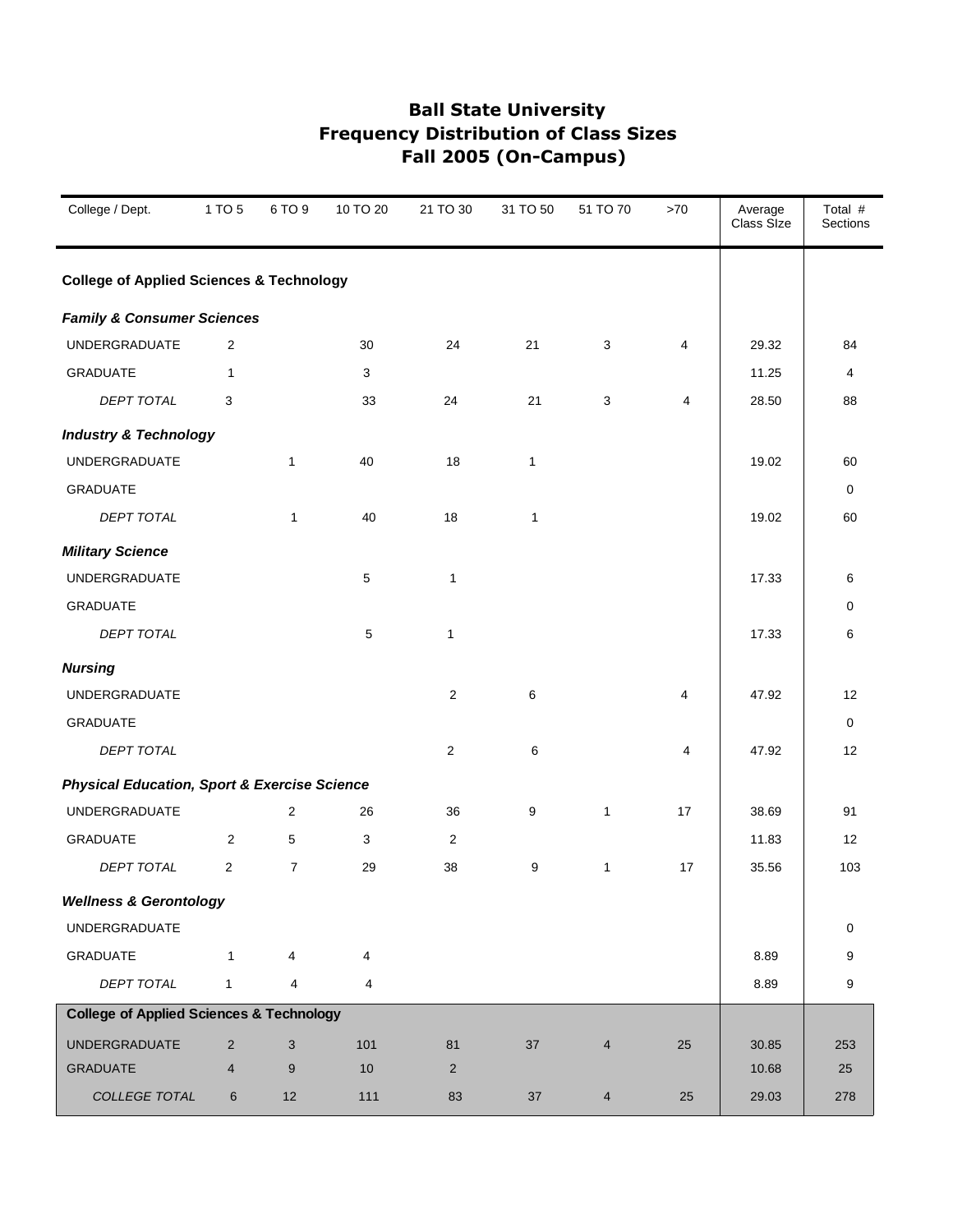# Ball State University
## Frequency Distribution of Class Sizes
## Fall 2005 (On-Campus)

| College / Dept. | 1 TO 5 | 6 TO 9 | 10 TO 20 | 21 TO 30 | 31 TO 50 | 51 TO 70 | >70 | Average Class SIze | Total # Sections |
|---|---|---|---|---|---|---|---|---|---|
| **College of Applied Sciences & Technology** | | | | | | | | | |
| ***Family & Consumer Sciences*** | | | | | | | | | |
| UNDERGRADUATE | 2 | | 30 | 24 | 21 | 3 | 4 | 29.32 | 84 |
| GRADUATE | 1 | | 3 | | | | | 11.25 | 4 |
| *DEPT TOTAL* | 3 | | 33 | 24 | 21 | 3 | 4 | 28.50 | 88 |
| ***Industry & Technology*** | | | | | | | | | |
| UNDERGRADUATE | | 1 | 40 | 18 | 1 | | | 19.02 | 60 |
| GRADUATE | | | | | | | | | 0 |
| *DEPT TOTAL* | | 1 | 40 | 18 | 1 | | | 19.02 | 60 |
| ***Military Science*** | | | | | | | | | |
| UNDERGRADUATE | | | 5 | 1 | | | | 17.33 | 6 |
| GRADUATE | | | | | | | | | 0 |
| *DEPT TOTAL* | | | 5 | 1 | | | | 17.33 | 6 |
| ***Nursing*** | | | | | | | | | |
| UNDERGRADUATE | | | | 2 | 6 | | 4 | 47.92 | 12 |
| GRADUATE | | | | | | | | | 0 |
| *DEPT TOTAL* | | | | 2 | 6 | | 4 | 47.92 | 12 |
| ***Physical Education, Sport & Exercise Science*** | | | | | | | | | |
| UNDERGRADUATE | | 2 | 26 | 36 | 9 | 1 | 17 | 38.69 | 91 |
| GRADUATE | 2 | 5 | 3 | 2 | | | | 11.83 | 12 |
| *DEPT TOTAL* | 2 | 7 | 29 | 38 | 9 | 1 | 17 | 35.56 | 103 |
| ***Wellness & Gerontology*** | | | | | | | | | |
| UNDERGRADUATE | | | | | | | | | 0 |
| GRADUATE | 1 | 4 | 4 | | | | | 8.89 | 9 |
| *DEPT TOTAL* | 1 | 4 | 4 | | | | | 8.89 | 9 |
| **College of Applied Sciences & Technology** | | | | | | | | | |
| UNDERGRADUATE | 2 | 3 | 101 | 81 | 37 | 4 | 25 | 30.85 | 253 |
| GRADUATE | 4 | 9 | 10 | 2 | | | | 10.68 | 25 |
| *COLLEGE TOTAL* | 6 | 12 | 111 | 83 | 37 | 4 | 25 | 29.03 | 278 |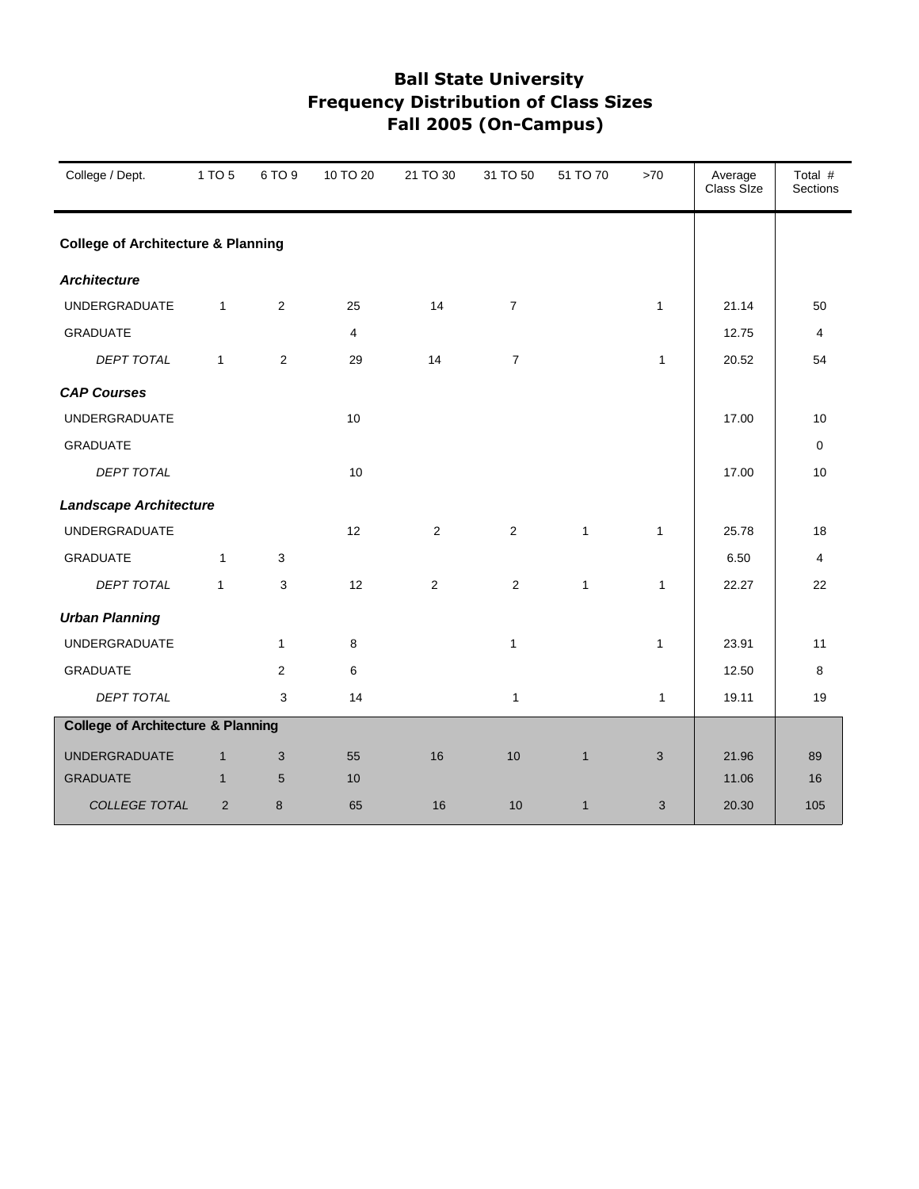# Ball State University
## Frequency Distribution of Class Sizes
## Fall 2005 (On-Campus)

| College / Dept. | 1 TO 5 | 6 TO 9 | 10 TO 20 | 21 TO 30 | 31 TO 50 | 51 TO 70 | >70 | Average Class SIze | Total # Sections |
|---|---|---|---|---|---|---|---|---|---|
| **College of Architecture & Planning** | | | | | | | | | |
| ***Architecture*** | | | | | | | | | |
| UNDERGRADUATE | 1 | 2 | 25 | 14 | 7 | | 1 | 21.14 | 50 |
| GRADUATE | | | 4 | | | | | 12.75 | 4 |
| *DEPT TOTAL* | 1 | 2 | 29 | 14 | 7 | | 1 | 20.52 | 54 |
| ***CAP Courses*** | | | | | | | | | |
| UNDERGRADUATE | | | 10 | | | | | 17.00 | 10 |
| GRADUATE | | | | | | | | | 0 |
| *DEPT TOTAL* | | | 10 | | | | | 17.00 | 10 |
| ***Landscape Architecture*** | | | | | | | | | |
| UNDERGRADUATE | | | 12 | 2 | 2 | 1 | 1 | 25.78 | 18 |
| GRADUATE | 1 | 3 | | | | | | 6.50 | 4 |
| *DEPT TOTAL* | 1 | 3 | 12 | 2 | 2 | 1 | 1 | 22.27 | 22 |
| ***Urban Planning*** | | | | | | | | | |
| UNDERGRADUATE | | 1 | 8 | | 1 | | 1 | 23.91 | 11 |
| GRADUATE | | 2 | 6 | | | | | 12.50 | 8 |
| *DEPT TOTAL* | | 3 | 14 | | 1 | | 1 | 19.11 | 19 |
| **College of Architecture & Planning** | | | | | | | | | |
| UNDERGRADUATE | 1 | 3 | 55 | 16 | 10 | 1 | 3 | 21.96 | 89 |
| GRADUATE | 1 | 5 | 10 | | | | | 11.06 | 16 |
| *COLLEGE TOTAL* | 2 | 8 | 65 | 16 | 10 | 1 | 3 | 20.30 | 105 |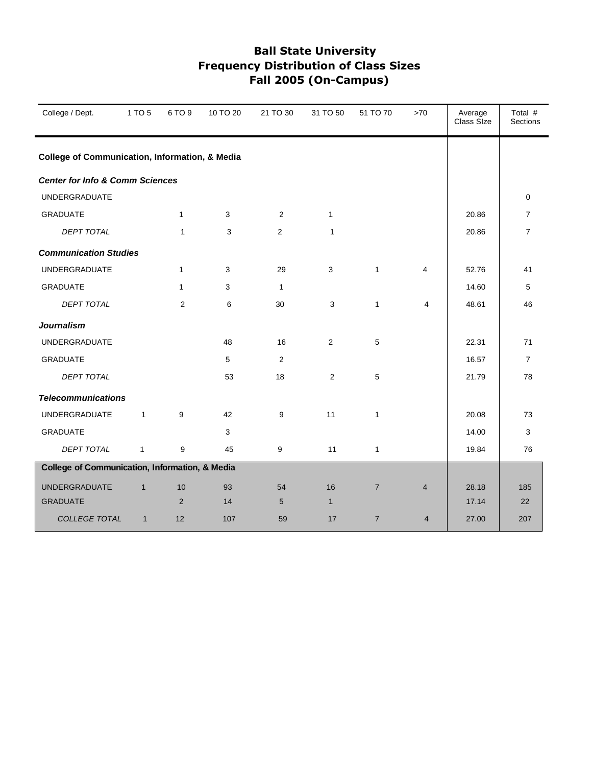# Ball State University
## Frequency Distribution of Class Sizes
## Fall 2005 (On-Campus)

| College / Dept. | 1 TO 5 | 6 TO 9 | 10 TO 20 | 21 TO 30 | 31 TO 50 | 51 TO 70 | >70 | Average Class SIze | Total # Sections |
|---|---|---|---|---|---|---|---|---|---|
| **College of Communication, Information, & Media** | | | | | | | | | |
| ***Center for Info & Comm Sciences*** | | | | | | | | | |
| UNDERGRADUATE | | | | | | | | | 0 |
| GRADUATE | | 1 | 3 | 2 | 1 | | | 20.86 | 7 |
| *DEPT TOTAL* | | 1 | 3 | 2 | 1 | | | 20.86 | 7 |
| ***Communication Studies*** | | | | | | | | | |
| UNDERGRADUATE | | 1 | 3 | 29 | 3 | 1 | 4 | 52.76 | 41 |
| GRADUATE | | 1 | 3 | 1 | | | | 14.60 | 5 |
| *DEPT TOTAL* | | 2 | 6 | 30 | 3 | 1 | 4 | 48.61 | 46 |
| ***Journalism*** | | | | | | | | | |
| UNDERGRADUATE | | | 48 | 16 | 2 | 5 | | 22.31 | 71 |
| GRADUATE | | | 5 | 2 | | | | 16.57 | 7 |
| *DEPT TOTAL* | | | 53 | 18 | 2 | 5 | | 21.79 | 78 |
| ***Telecommunications*** | | | | | | | | | |
| UNDERGRADUATE | 1 | 9 | 42 | 9 | 11 | 1 | | 20.08 | 73 |
| GRADUATE | | | 3 | | | | | 14.00 | 3 |
| *DEPT TOTAL* | 1 | 9 | 45 | 9 | 11 | 1 | | 19.84 | 76 |
| **College of Communication, Information, & Media** | | | | | | | | | |
| UNDERGRADUATE | 1 | 10 | 93 | 54 | 16 | 7 | 4 | 28.18 | 185 |
| GRADUATE | | 2 | 14 | 5 | 1 | | | 17.14 | 22 |
| *COLLEGE TOTAL* | 1 | 12 | 107 | 59 | 17 | 7 | 4 | 27.00 | 207 |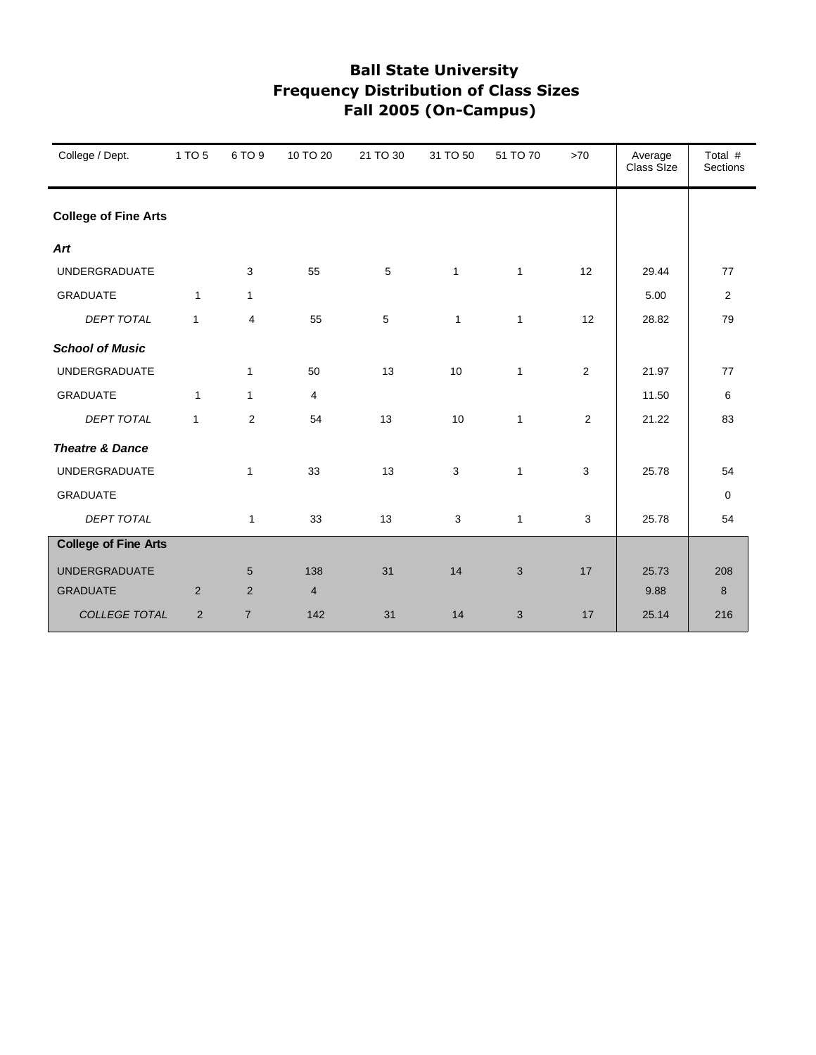# Ball State University
## Frequency Distribution of Class Sizes
## Fall 2005 (On-Campus)

| College / Dept. | 1 TO 5 | 6 TO 9 | 10 TO 20 | 21 TO 30 | 31 TO 50 | 51 TO 70 | >70 | Average Class SIze | Total # Sections |
|---|---|---|---|---|---|---|---|---|---|
| **College of Fine Arts** | | | | | | | | | |
| ***Art*** | | | | | | | | | |
| UNDERGRADUATE | | 3 | 55 | 5 | 1 | 1 | 12 | 29.44 | 77 |
| GRADUATE | 1 | 1 | | | | | | 5.00 | 2 |
| *DEPT TOTAL* | 1 | 4 | 55 | 5 | 1 | 1 | 12 | 28.82 | 79 |
| ***School of Music*** | | | | | | | | | |
| UNDERGRADUATE | | 1 | 50 | 13 | 10 | 1 | 2 | 21.97 | 77 |
| GRADUATE | 1 | 1 | 4 | | | | | 11.50 | 6 |
| *DEPT TOTAL* | 1 | 2 | 54 | 13 | 10 | 1 | 2 | 21.22 | 83 |
| ***Theatre & Dance*** | | | | | | | | | |
| UNDERGRADUATE | | 1 | 33 | 13 | 3 | 1 | 3 | 25.78 | 54 |
| GRADUATE | | | | | | | | | 0 |
| *DEPT TOTAL* | | 1 | 33 | 13 | 3 | 1 | 3 | 25.78 | 54 |
| **College of Fine Arts** | | | | | | | | | |
| UNDERGRADUATE | | 5 | 138 | 31 | 14 | 3 | 17 | 25.73 | 208 |
| GRADUATE | 2 | 2 | 4 | | | | | 9.88 | 8 |
| *COLLEGE TOTAL* | 2 | 7 | 142 | 31 | 14 | 3 | 17 | 25.14 | 216 |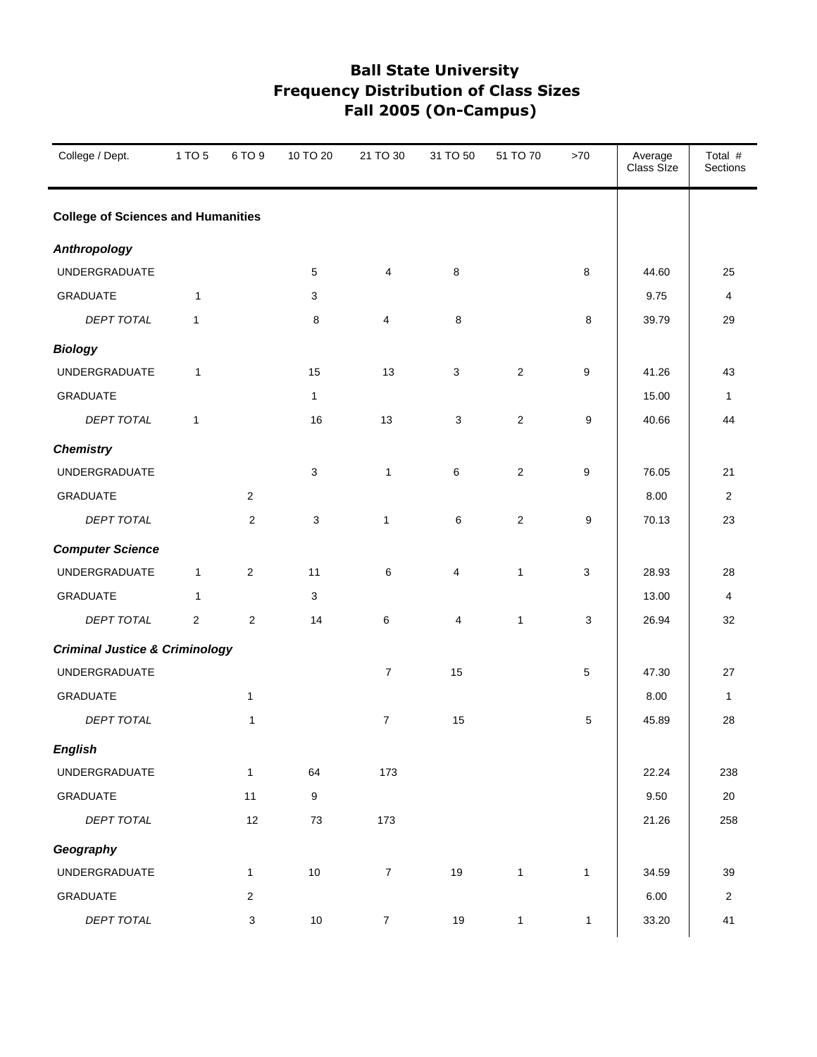# Ball State University
## Frequency Distribution of Class Sizes
## Fall 2005 (On-Campus)

| College / Dept. | 1 TO 5 | 6 TO 9 | 10 TO 20 | 21 TO 30 | 31 TO 50 | 51 TO 70 | >70 | Average Class SIze | Total # Sections |
|---|---|---|---|---|---|---|---|---|---|
| **College of Sciences and Humanities** | | | | | | | | | |
| ***Anthropology*** | | | | | | | | | |
| UNDERGRADUATE | | | 5 | 4 | 8 | | 8 | 44.60 | 25 |
| GRADUATE | 1 | | 3 | | | | | 9.75 | 4 |
| *DEPT TOTAL* | 1 | | 8 | 4 | 8 | | 8 | 39.79 | 29 |
| ***Biology*** | | | | | | | | | |
| UNDERGRADUATE | 1 | | 15 | 13 | 3 | 2 | 9 | 41.26 | 43 |
| GRADUATE | | | 1 | | | | | 15.00 | 1 |
| *DEPT TOTAL* | 1 | | 16 | 13 | 3 | 2 | 9 | 40.66 | 44 |
| ***Chemistry*** | | | | | | | | | |
| UNDERGRADUATE | | | 3 | 1 | 6 | 2 | 9 | 76.05 | 21 |
| GRADUATE | | 2 | | | | | | 8.00 | 2 |
| *DEPT TOTAL* | | 2 | 3 | 1 | 6 | 2 | 9 | 70.13 | 23 |
| ***Computer Science*** | | | | | | | | | |
| UNDERGRADUATE | 1 | 2 | 11 | 6 | 4 | 1 | 3 | 28.93 | 28 |
| GRADUATE | 1 | | 3 | | | | | 13.00 | 4 |
| *DEPT TOTAL* | 2 | 2 | 14 | 6 | 4 | 1 | 3 | 26.94 | 32 |
| ***Criminal Justice & Criminology*** | | | | | | | | | |
| UNDERGRADUATE | | | | 7 | 15 | | 5 | 47.30 | 27 |
| GRADUATE | | 1 | | | | | | 8.00 | 1 |
| *DEPT TOTAL* | | 1 | | 7 | 15 | | 5 | 45.89 | 28 |
| ***English*** | | | | | | | | | |
| UNDERGRADUATE | | 1 | 64 | 173 | | | | 22.24 | 238 |
| GRADUATE | | 11 | 9 | | | | | 9.50 | 20 |
| *DEPT TOTAL* | | 12 | 73 | 173 | | | | 21.26 | 258 |
| ***Geography*** | | | | | | | | | |
| UNDERGRADUATE | | 1 | 10 | 7 | 19 | 1 | 1 | 34.59 | 39 |
| GRADUATE | | 2 | | | | | | 6.00 | 2 |
| *DEPT TOTAL* | | 3 | 10 | 7 | 19 | 1 | 1 | 33.20 | 41 |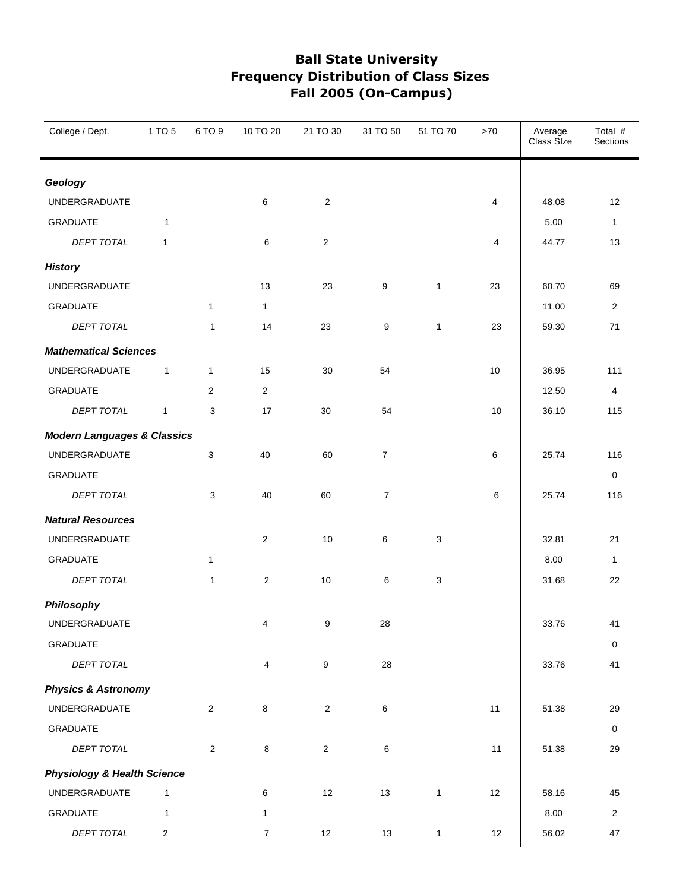# Ball State University
## Frequency Distribution of Class Sizes
## Fall 2005 (On-Campus)

| College / Dept. | 1 TO 5 | 6 TO 9 | 10 TO 20 | 21 TO 30 | 31 TO 50 | 51 TO 70 | >70 | Average Class SIze | Total # Sections |
|---|---|---|---|---|---|---|---|---|---|
| ***Geology*** | | | | | | | | | |
| UNDERGRADUATE | | | 6 | 2 | | | 4 | 48.08 | 12 |
| GRADUATE | 1 | | | | | | | 5.00 | 1 |
| *DEPT TOTAL* | 1 | | 6 | 2 | | | 4 | 44.77 | 13 |
| ***History*** | | | | | | | | | |
| UNDERGRADUATE | | | 13 | 23 | 9 | 1 | 23 | 60.70 | 69 |
| GRADUATE | | 1 | 1 | | | | | 11.00 | 2 |
| *DEPT TOTAL* | | 1 | 14 | 23 | 9 | 1 | 23 | 59.30 | 71 |
| ***Mathematical Sciences*** | | | | | | | | | |
| UNDERGRADUATE | 1 | 1 | 15 | 30 | 54 | | 10 | 36.95 | 111 |
| GRADUATE | | 2 | 2 | | | | | 12.50 | 4 |
| *DEPT TOTAL* | 1 | 3 | 17 | 30 | 54 | | 10 | 36.10 | 115 |
| ***Modern Languages & Classics*** | | | | | | | | | |
| UNDERGRADUATE | | 3 | 40 | 60 | 7 | | 6 | 25.74 | 116 |
| GRADUATE | | | | | | | | | 0 |
| *DEPT TOTAL* | | 3 | 40 | 60 | 7 | | 6 | 25.74 | 116 |
| ***Natural Resources*** | | | | | | | | | |
| UNDERGRADUATE | | | 2 | 10 | 6 | 3 | | 32.81 | 21 |
| GRADUATE | | 1 | | | | | | 8.00 | 1 |
| *DEPT TOTAL* | | 1 | 2 | 10 | 6 | 3 | | 31.68 | 22 |
| ***Philosophy*** | | | | | | | | | |
| UNDERGRADUATE | | | 4 | 9 | 28 | | | 33.76 | 41 |
| GRADUATE | | | | | | | | | 0 |
| *DEPT TOTAL* | | | 4 | 9 | 28 | | | 33.76 | 41 |
| ***Physics & Astronomy*** | | | | | | | | | |
| UNDERGRADUATE | | 2 | 8 | 2 | 6 | | 11 | 51.38 | 29 |
| GRADUATE | | | | | | | | | 0 |
| *DEPT TOTAL* | | 2 | 8 | 2 | 6 | | 11 | 51.38 | 29 |
| ***Physiology & Health Science*** | | | | | | | | | |
| UNDERGRADUATE | 1 | | 6 | 12 | 13 | 1 | 12 | 58.16 | 45 |
| GRADUATE | 1 | | 1 | | | | | 8.00 | 2 |
| *DEPT TOTAL* | 2 | | 7 | 12 | 13 | 1 | 12 | 56.02 | 47 |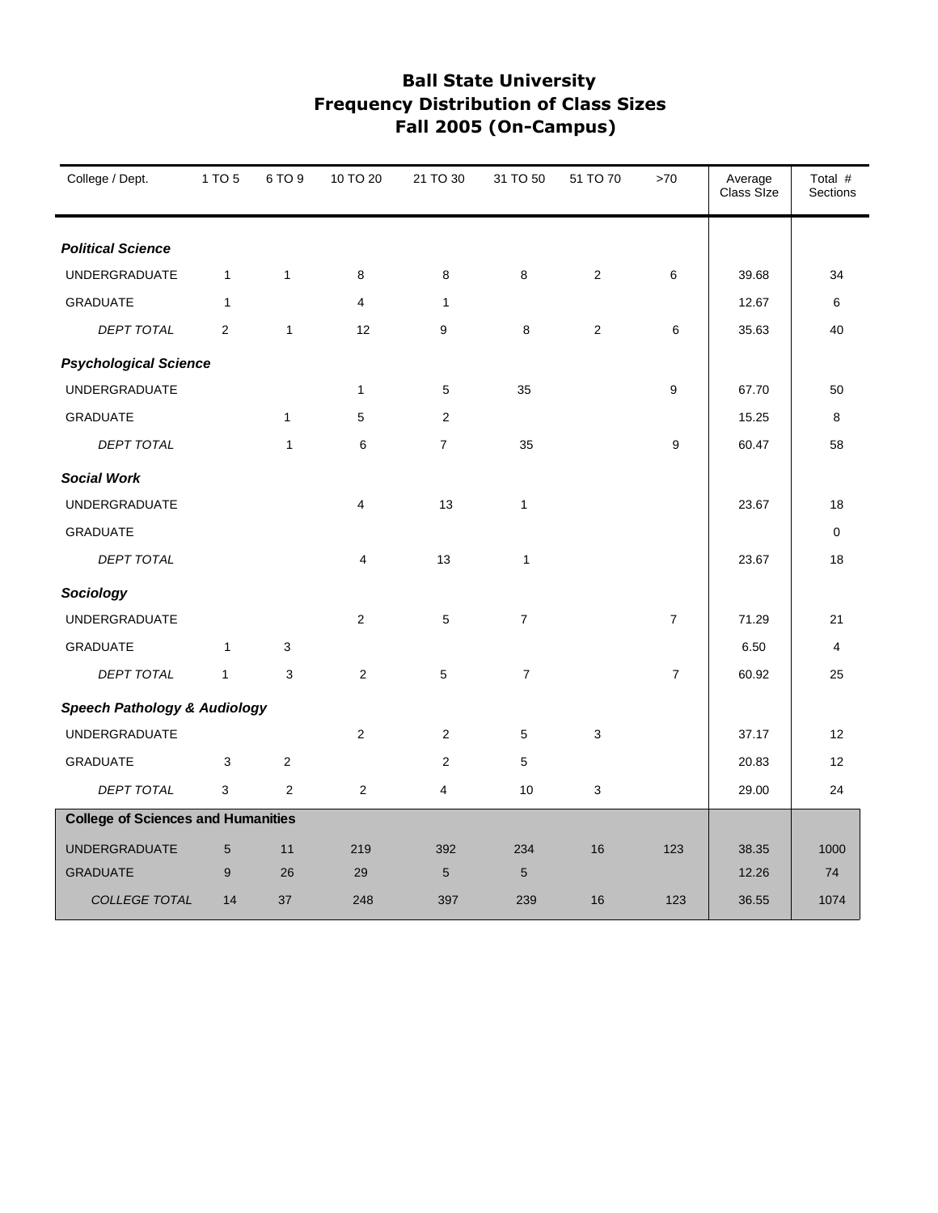# Ball State University
## Frequency Distribution of Class Sizes
## Fall 2005 (On-Campus)

| College / Dept. | 1 TO 5 | 6 TO 9 | 10 TO 20 | 21 TO 30 | 31 TO 50 | 51 TO 70 | >70 | Average Class SIze | Total # Sections |
|---|---|---|---|---|---|---|---|---|---|
| ***Political Science*** | | | | | | | | | |
| UNDERGRADUATE | 1 | 1 | 8 | 8 | 8 | 2 | 6 | 39.68 | 34 |
| GRADUATE | 1 | | 4 | 1 | | | | 12.67 | 6 |
| *DEPT TOTAL* | 2 | 1 | 12 | 9 | 8 | 2 | 6 | 35.63 | 40 |
| ***Psychological Science*** | | | | | | | | | |
| UNDERGRADUATE | | | 1 | 5 | 35 | | 9 | 67.70 | 50 |
| GRADUATE | | 1 | 5 | 2 | | | | 15.25 | 8 |
| *DEPT TOTAL* | | 1 | 6 | 7 | 35 | | 9 | 60.47 | 58 |
| ***Social Work*** | | | | | | | | | |
| UNDERGRADUATE | | | 4 | 13 | 1 | | | 23.67 | 18 |
| GRADUATE | | | | | | | | | 0 |
| *DEPT TOTAL* | | | 4 | 13 | 1 | | | 23.67 | 18 |
| ***Sociology*** | | | | | | | | | |
| UNDERGRADUATE | | | 2 | 5 | 7 | | 7 | 71.29 | 21 |
| GRADUATE | 1 | 3 | | | | | | 6.50 | 4 |
| *DEPT TOTAL* | 1 | 3 | 2 | 5 | 7 | | 7 | 60.92 | 25 |
| ***Speech Pathology & Audiology*** | | | | | | | | | |
| UNDERGRADUATE | | | 2 | 2 | 5 | 3 | | 37.17 | 12 |
| GRADUATE | 3 | 2 | | 2 | 5 | | | 20.83 | 12 |
| *DEPT TOTAL* | 3 | 2 | 2 | 4 | 10 | 3 | | 29.00 | 24 |
| **College of Sciences and Humanities** | | | | | | | | | |
| UNDERGRADUATE | 5 | 11 | 219 | 392 | 234 | 16 | 123 | 38.35 | 1000 |
| GRADUATE | 9 | 26 | 29 | 5 | 5 | | | 12.26 | 74 |
| *COLLEGE TOTAL* | 14 | 37 | 248 | 397 | 239 | 16 | 123 | 36.55 | 1074 |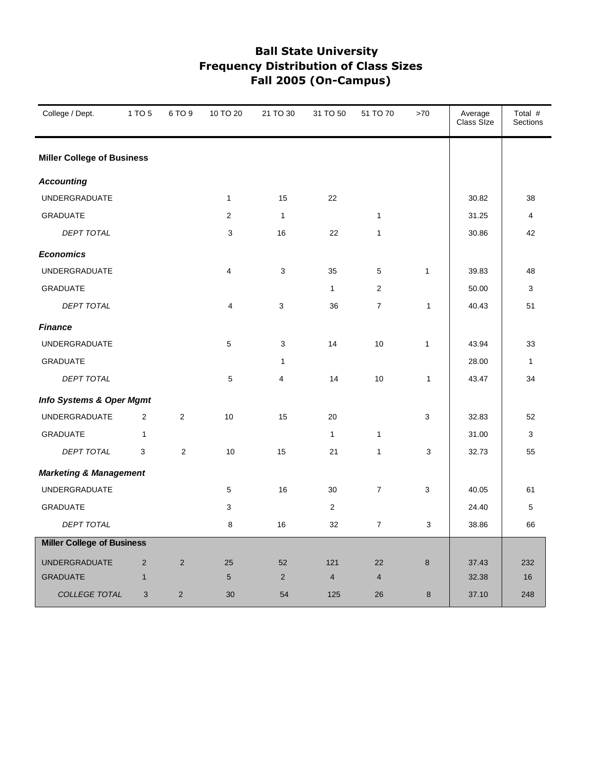# Ball State University
## Frequency Distribution of Class Sizes
## Fall 2005 (On-Campus)

| College / Dept. | 1 TO 5 | 6 TO 9 | 10 TO 20 | 21 TO 30 | 31 TO 50 | 51 TO 70 | >70 | Average Class SIze | Total # Sections |
|---|---|---|---|---|---|---|---|---|---|
| **Miller College of Business** | | | | | | | | | |
| ***Accounting*** | | | | | | | | | |
| UNDERGRADUATE | | | 1 | 15 | 22 | | | 30.82 | 38 |
| GRADUATE | | | 2 | 1 | | 1 | | 31.25 | 4 |
| *DEPT TOTAL* | | | 3 | 16 | 22 | 1 | | 30.86 | 42 |
| ***Economics*** | | | | | | | | | |
| UNDERGRADUATE | | | 4 | 3 | 35 | 5 | 1 | 39.83 | 48 |
| GRADUATE | | | | | 1 | 2 | | 50.00 | 3 |
| *DEPT TOTAL* | | | 4 | 3 | 36 | 7 | 1 | 40.43 | 51 |
| ***Finance*** | | | | | | | | | |
| UNDERGRADUATE | | | 5 | 3 | 14 | 10 | 1 | 43.94 | 33 |
| GRADUATE | | | | 1 | | | | 28.00 | 1 |
| *DEPT TOTAL* | | | 5 | 4 | 14 | 10 | 1 | 43.47 | 34 |
| ***Info Systems & Oper Mgmt*** | | | | | | | | | |
| UNDERGRADUATE | 2 | 2 | 10 | 15 | 20 | | 3 | 32.83 | 52 |
| GRADUATE | 1 | | | | 1 | 1 | | 31.00 | 3 |
| *DEPT TOTAL* | 3 | 2 | 10 | 15 | 21 | 1 | 3 | 32.73 | 55 |
| ***Marketing & Management*** | | | | | | | | | |
| UNDERGRADUATE | | | 5 | 16 | 30 | 7 | 3 | 40.05 | 61 |
| GRADUATE | | | 3 | | 2 | | | 24.40 | 5 |
| *DEPT TOTAL* | | | 8 | 16 | 32 | 7 | 3 | 38.86 | 66 |
| **Miller College of Business** | | | | | | | | | |
| UNDERGRADUATE | 2 | 2 | 25 | 52 | 121 | 22 | 8 | 37.43 | 232 |
| GRADUATE | 1 | | 5 | 2 | 4 | 4 | | 32.38 | 16 |
| *COLLEGE TOTAL* | 3 | 2 | 30 | 54 | 125 | 26 | 8 | 37.10 | 248 |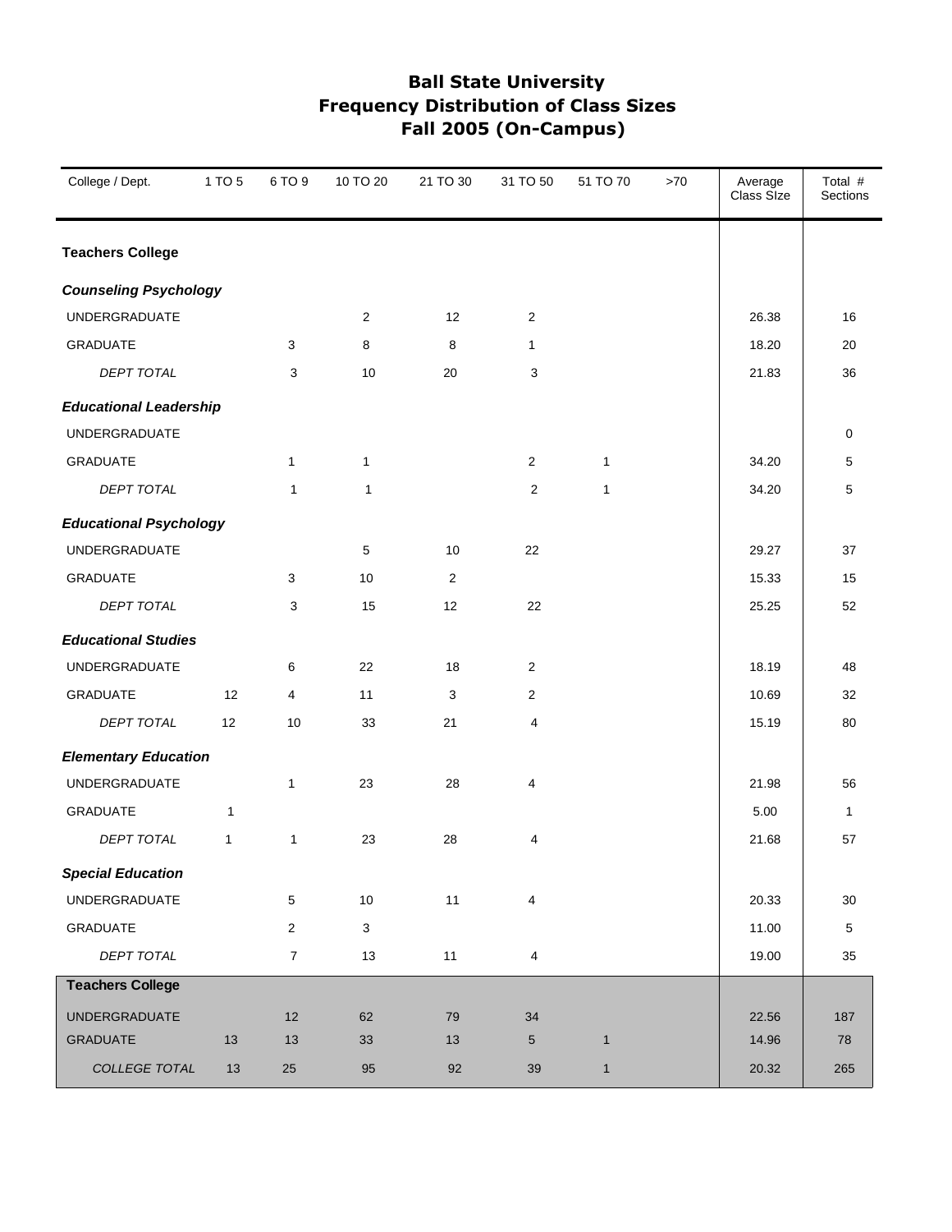# Ball State University
## Frequency Distribution of Class Sizes
## Fall 2005 (On-Campus)

| College / Dept. | 1 TO 5 | 6 TO 9 | 10 TO 20 | 21 TO 30 | 31 TO 50 | 51 TO 70 | >70 | Average Class SIze | Total # Sections |
|---|---|---|---|---|---|---|---|---|---|
| **Teachers College** | | | | | | | | | |
| ***Counseling Psychology*** | | | | | | | | | |
| UNDERGRADUATE | | | 2 | 12 | 2 | | | 26.38 | 16 |
| GRADUATE | | 3 | 8 | 8 | 1 | | | 18.20 | 20 |
| *DEPT TOTAL* | | 3 | 10 | 20 | 3 | | | 21.83 | 36 |
| ***Educational Leadership*** | | | | | | | | | |
| UNDERGRADUATE | | | | | | | | | 0 |
| GRADUATE | | 1 | 1 | | 2 | 1 | | 34.20 | 5 |
| *DEPT TOTAL* | | 1 | 1 | | 2 | 1 | | 34.20 | 5 |
| ***Educational Psychology*** | | | | | | | | | |
| UNDERGRADUATE | | | 5 | 10 | 22 | | | 29.27 | 37 |
| GRADUATE | | 3 | 10 | 2 | | | | 15.33 | 15 |
| *DEPT TOTAL* | | 3 | 15 | 12 | 22 | | | 25.25 | 52 |
| ***Educational Studies*** | | | | | | | | | |
| UNDERGRADUATE | | 6 | 22 | 18 | 2 | | | 18.19 | 48 |
| GRADUATE | 12 | 4 | 11 | 3 | 2 | | | 10.69 | 32 |
| *DEPT TOTAL* | 12 | 10 | 33 | 21 | 4 | | | 15.19 | 80 |
| ***Elementary Education*** | | | | | | | | | |
| UNDERGRADUATE | | 1 | 23 | 28 | 4 | | | 21.98 | 56 |
| GRADUATE | 1 | | | | | | | 5.00 | 1 |
| *DEPT TOTAL* | 1 | 1 | 23 | 28 | 4 | | | 21.68 | 57 |
| ***Special Education*** | | | | | | | | | |
| UNDERGRADUATE | | 5 | 10 | 11 | 4 | | | 20.33 | 30 |
| GRADUATE | | 2 | 3 | | | | | 11.00 | 5 |
| *DEPT TOTAL* | | 7 | 13 | 11 | 4 | | | 19.00 | 35 |
| **Teachers College** | | | | | | | | | |
| UNDERGRADUATE | | 12 | 62 | 79 | 34 | | | 22.56 | 187 |
| GRADUATE | 13 | 13 | 33 | 13 | 5 | 1 | | 14.96 | 78 |
| *COLLEGE TOTAL* | 13 | 25 | 95 | 92 | 39 | 1 | | 20.32 | 265 |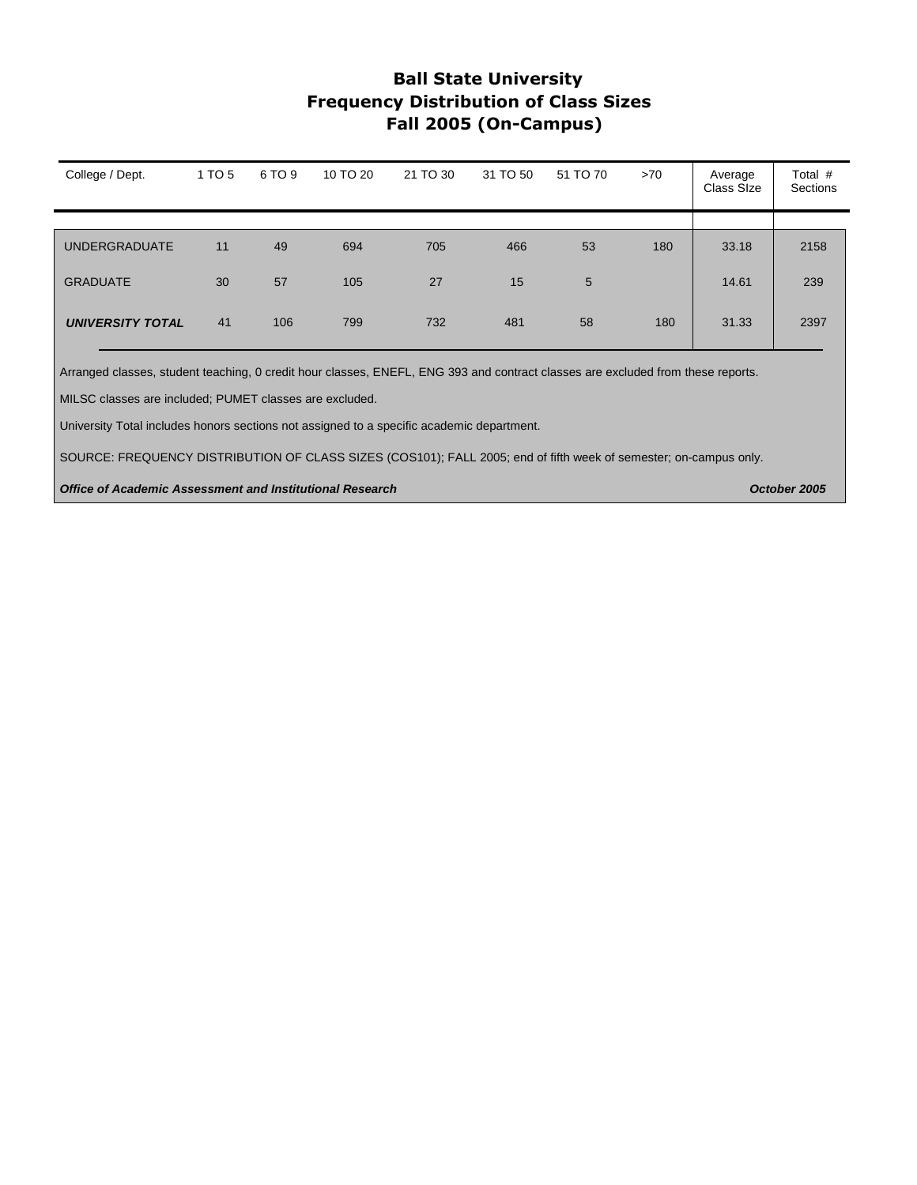# Ball State University
## Frequency Distribution of Class Sizes
## Fall 2005 (On-Campus)

| College / Dept. | 1 TO 5 | 6 TO 9 | 10 TO 20 | 21 TO 30 | 31 TO 50 | 51 TO 70 | >70 | Average Class SIze | Total # Sections |
|---|---|---|---|---|---|---|---|---|---|
| UNDERGRADUATE | 11 | 49 | 694 | 705 | 466 | 53 | 180 | 33.18 | 2158 |
| GRADUATE | 30 | 57 | 105 | 27 | 15 | 5 | | 14.61 | 239 |
| ***UNIVERSITY TOTAL*** | 41 | 106 | 799 | 732 | 481 | 58 | 180 | 31.33 | 2397 |

Arranged classes, student teaching, 0 credit hour classes, ENEFL, ENG 393 and contract classes are excluded from these reports.

MILSC classes are included; PUMET classes are excluded.

University Total includes honors sections not assigned to a specific academic department.

SOURCE: FREQUENCY DISTRIBUTION OF CLASS SIZES (COS101); FALL 2005; end of fifth week of semester; on-campus only.

***Office of Academic Assessment and Institutional Research*** ***October 2005***